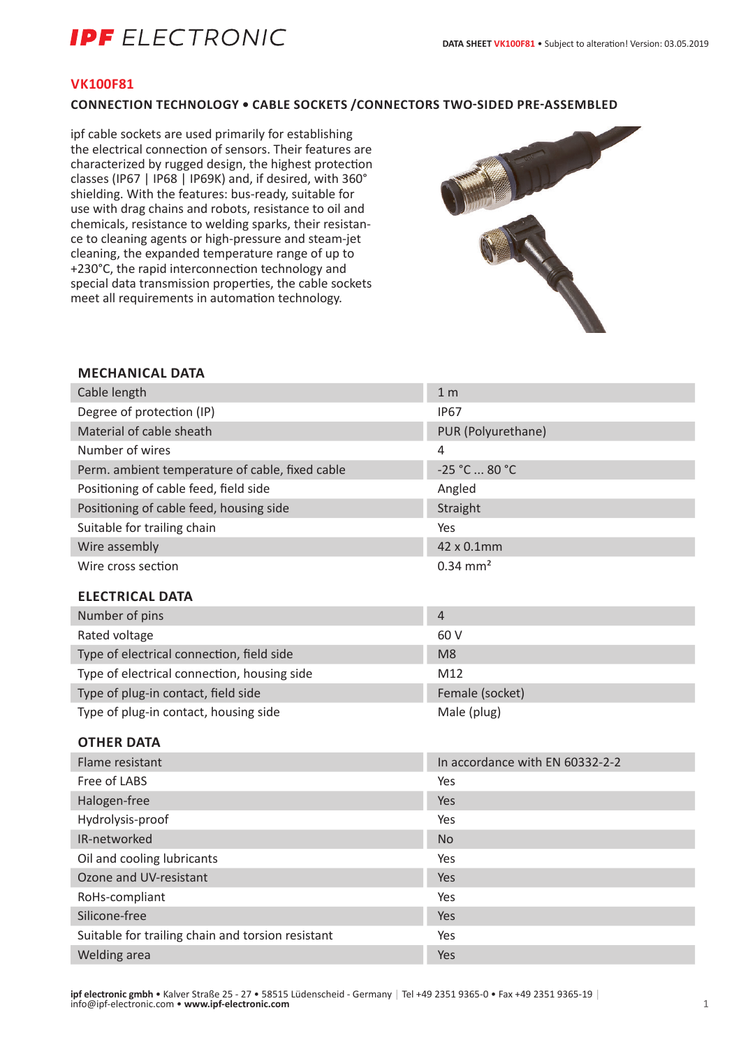# IPF ELECTRONIC

DATA SHEET VK100F81 • Subject to alteration! Version: 03.05.2019

## VK100F81

### CONNECTION TECHNOLOGY • CABLE SOCKETS /CONNECTORS TWO-SIDED PRE-ASSEMBLED

ipf cable sockets are used primarily for establishing the electrical connection of sensors. Their features are characterized by rugged design, the highest protection classes (IP67 | IP68 | IP69K) and, if desired, with 360° shielding. With the features: bus-ready, suitable for use with drag chains and robots, resistance to oil and chemicals, resistance to welding sparks, their resistance to cleaning agents or high-pressure and steam-jet cleaning, the expanded temperature range of up to +230°C, the rapid interconnection technology and special data transmission properties, the cable sockets meet all requirements in automation technology.

### MECHANICAL DATA

| | |
|---|---|
| Cable length | 1 m |
| Degree of protection (IP) | IP67 |
| Material of cable sheath | PUR (Polyurethane) |
| Number of wires | 4 |
| Perm. ambient temperature of cable, fixed cable | -25 °C ... 80 °C |
| Positioning of cable feed, field side | Angled |
| Positioning of cable feed, housing side | Straight |
| Suitable for trailing chain | Yes |
| Wire assembly | 42 x 0.1mm |
| Wire cross section | 0.34 mm² |

### ELECTRICAL DATA

| | |
|---|---|
| Number of pins | 4 |
| Rated voltage | 60 V |
| Type of electrical connection, field side | M8 |
| Type of electrical connection, housing side | M12 |
| Type of plug-in contact, field side | Female (socket) |
| Type of plug-in contact, housing side | Male (plug) |

### OTHER DATA

| | |
|---|---|
| Flame resistant | In accordance with EN 60332-2-2 |
| Free of LABS | Yes |
| Halogen-free | Yes |
| Hydrolysis-proof | Yes |
| IR-networked | No |
| Oil and cooling lubricants | Yes |
| Ozone and UV-resistant | Yes |
| RoHs-compliant | Yes |
| Silicone-free | Yes |
| Suitable for trailing chain and torsion resistant | Yes |
| Welding area | Yes |

**ipf electronic gmbh** • Kalver Straße 25 - 27 • 58515 Lüdenscheid - Germany | Tel +49 2351 9365-0 • Fax +49 2351 9365-19 | info@ipf-electronic.com • **www.ipf-electronic.com**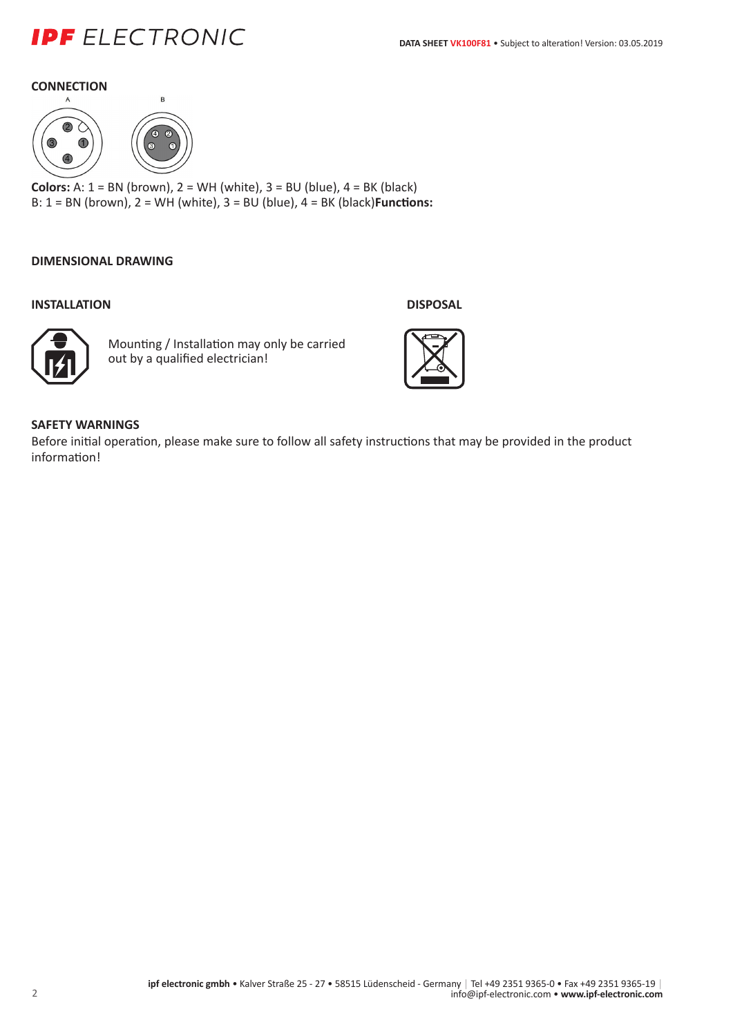## CONNECTION

A

B

**Colors:** A: 1 = BN (brown), 2 = WH (white), 3 = BU (blue), 4 = BK (black)
B: 1 = BN (brown), 2 = WH (white), 3 = BU (blue), 4 = BK (black)**Functions:**

## DIMENSIONAL DRAWING

## INSTALLATION

Mounting / Installation may only be carried out by a qualified electrician!

## DISPOSAL

## SAFETY WARNINGS

Before initial operation, please make sure to follow all safety instructions that may be provided in the product information!